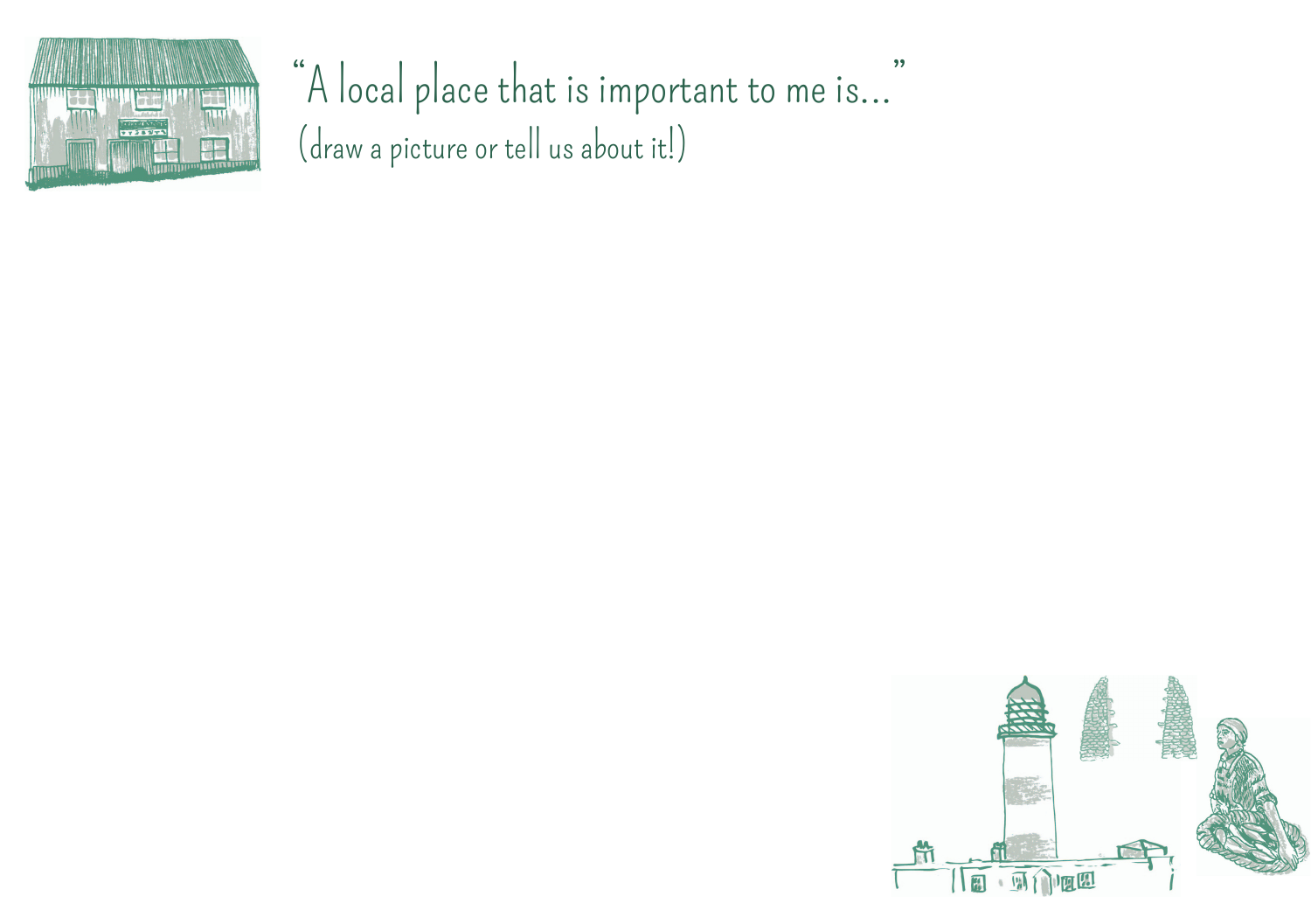"A local place that is important to me is..."

(draw a picture or tell us about it!)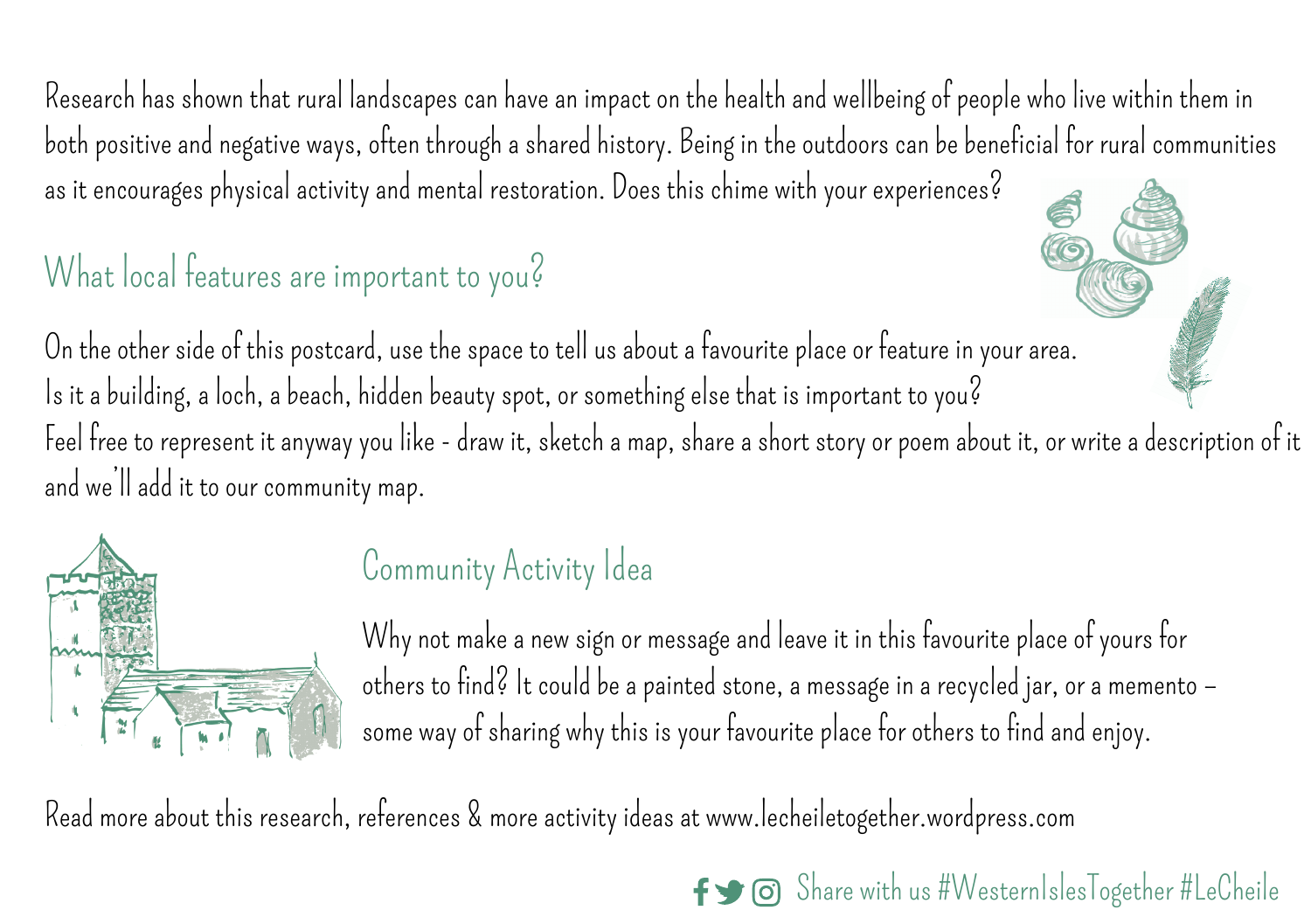Research has shown that rural landscapes can have an impact on the health and wellbeing of people who live within them in both positive and negative ways, often through a shared history. Being in the outdoors can be beneficial for rural communities as it encourages physical activity and mental restoration. Does this chime with your experiences?

## What local features are important to you?

On the other side of this postcard, use the space to tell us about a favourite place or feature in your area. Is it a building, a loch, a beach, hidden beauty spot, or something else that is important to you? Feel free to represent it anyway you like - draw it, sketch a map, share a short story or poem about it, or write a description of it and we'll add it to our community map.

## Community Activity Idea

Why not make a new sign or message and leave it in this favourite place of yours for others to find? It could be a painted stone, a message in a recycled jar, or a memento – some way of sharing why this is your favourite place for others to find and enjoy.

Read more about this research, references & more activity ideas at www.lecheiletogether.wordpress.com

Share with us #WesternIslesTogether #LeCheile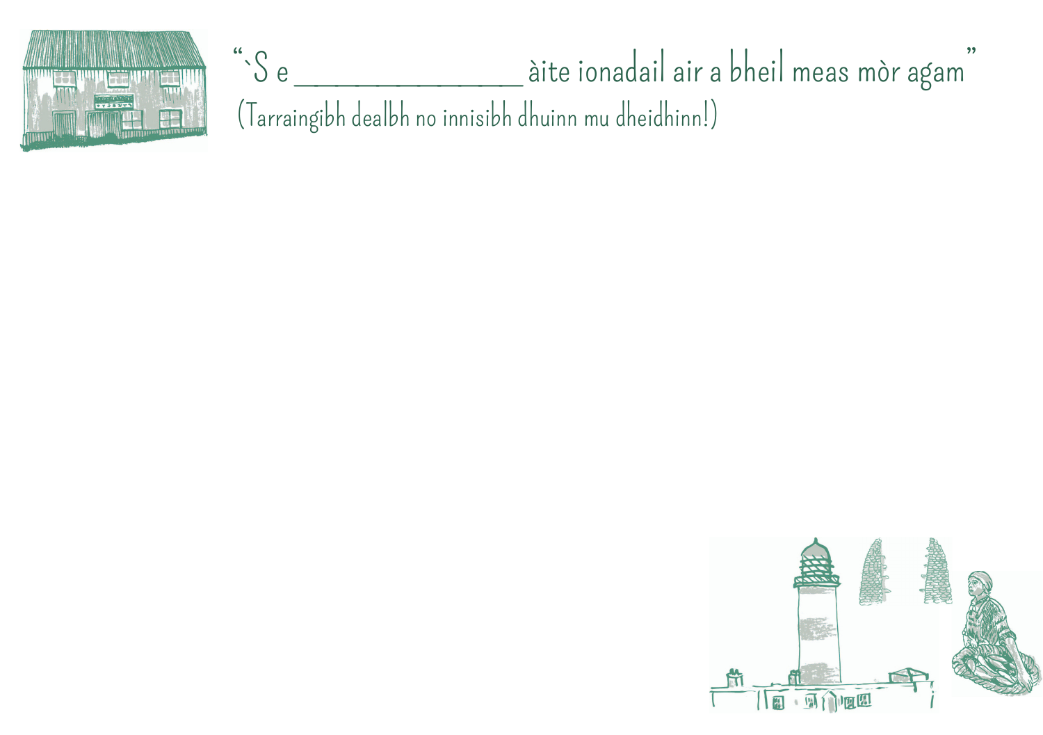"`S e _______________ àite ionadail air a bheil meas mòr agam"

(Tarraingibh dealbh no innisibh dhuinn mu dheidhinn!)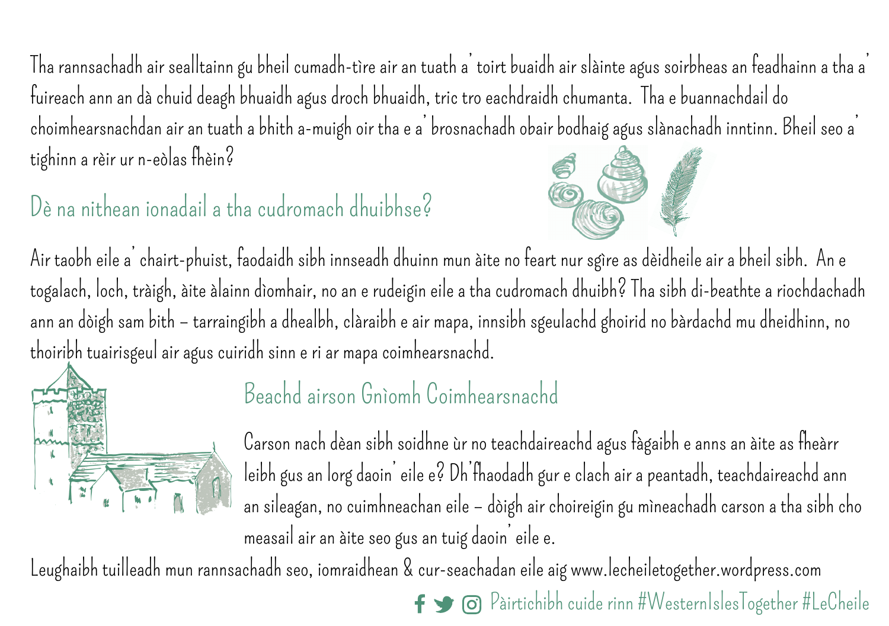Tha rannsachadh air sealltainn gu bheil cumadh-tìre air an tuath a' toirt buaidh air slàinte agus soirbheas an feadhainn a tha a' fuireach ann an dà chuid deagh bhuaidh agus droch bhuaidh, tric tro eachdraidh chumanta. Tha e buannachdail do choimhearsnachdan air an tuath a bhith a-muigh oir tha e a' brosnachadh obair bodhaig agus slànachadh inntinn. Bheil seo a' tighinn a rèir ur n-eòlas fhèin?

## Dè na nithean ionadail a tha cudromach dhuibhse?

Air taobh eile a' chairt-phuist, faodaidh sibh innseadh dhuinn mun àite no feart nur sgìre as dèidheile air a bheil sibh. An e togalach, loch, tràigh, àite àlainn dìomhair, no an e rudeigin eile a tha cudromach dhuibh? Tha sibh di-beathte a riochdachadh ann an dòigh sam bith – tarraingibh a dhealbh, clàraibh e air mapa, innsibh sgeulachd ghoirid no bàrdachd mu dheidhinn, no thoiribh tuairisgeul air agus cuiridh sinn e ri ar mapa coimhearsnachd.

## Beachd airson Gnìomh Coimhearsnachd

Carson nach dèan sibh soidhne ùr no teachdaireachd agus fàgaibh e anns an àite as fheàrr leibh gus an lorg daoin' eile e? Dh'fhaodadh gur e clach air a peantadh, teachdaireachd ann an sileagan, no cuimhneachan eile – dòigh air choireigin gu mìneachadh carson a tha sibh cho measail air an àite seo gus an tuig daoin' eile e.

Leughaibh tuilleadh mun rannsachadh seo, iomraidhean & cur-seachadan eile aig www.lecheiletogether.wordpress.com

Pàirtichibh cuide rinn #WesternIslesTogether #LeCheile